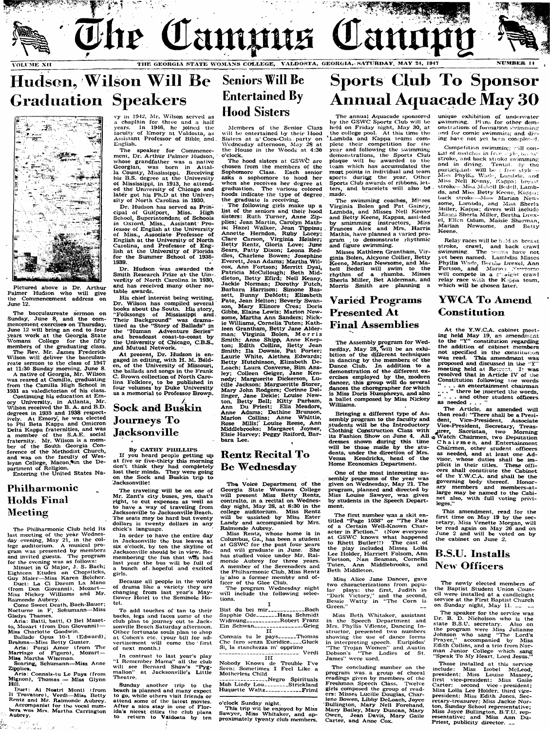# The Campus Canopy

VOLUME XII — THE GEORGIA STATE WOMANS COLLEGE, VALDOSTA, GEORGIA, SATURDAY, MAY 24, 1947 — NUMBER 14

## Hudson, Wilson Will Be Graduation Speakers

Pictured above is Dr. Arthur Palmer Hudson who will give the Commencement address on June 12.

The bacculaureate sermon on Sunday, June 8, and the commencement exercises on Thursday, June 12 will bring an end to four years work at the Georgia State Womans College for the fifty members of the graduating class.

The Rev. Mr. James Frederick Wilson will deliver the bacculaureate sermon to the class of 1947 at 11:30 Sunday morning, June 8.

A native of Georgia, Mr. Wilson was reared at Camilla, graduating from the Camilla High School in 1931 as valedictorian of his class.

Continuing his education at Emory University, in Atlanta, Mr. Wilson received the B. A. and B.D. degrees in 1935 and 1938 respectively. At Emory, he was elected to Phi Beta Kappa and Omicron Delta Kappa fraternities, and was a member of the S.A.E. social fraternity. Mr. Wilson is a member of the South Georgia Conference of the Methodist Church, and was on the faculty of Wesleyan College, Macon, in the Department of Religion.

Entering the United States Navy in 1942, Mr. Wilson served as a chaplin for three and a half years. In 1946, he joined the faculty of Emory at Valdosta, as Assistant Professor of Bible and English.

The speaker for Commencement, Dr. Arthur Palmer Hudson, whose grandfather was a native Georgian, was born in Attala County, Mississippi. Receiving his B.S. degree at the University of Mississippi, in 1913, he attended the University of Chicago and later got his Ph.D at the University of North Carolina in 1930.

Dr. Hudson has served as Principal of Gulfport, Miss. High School, Superintendent of Schools in Oxford, Miss., Assistant Professor of English at the University of Miss., Associate Professor of English at the University of North Carolina, and Professor of English at the University of Florida for the Summer School of 1938-1939.

Dr. Hudson was awarded the Smith Research Prize at the University of North Carolina in 1930, and has received many other notable awards.

His chief interest being writing, Dr. Wilson has compiled several books about the South. His story, "Folksongs of Mississippi and Their Background" was dramatized as the "Story of Ballads" in the "Human Adventure Series" and broadcast coast-to-coast by the University of Chicago, C.B.S., and Mutual Network.

At present, Dr. Hudson is engaged in editing, with H. M. Belden, of the University of Missouri, the ballads and songs in the Frank C. Brown collection of North Carolina Folklore, to be published in four volumes by Duke University as a memorial to Professor Brown.

## Philharmonic Holds Final Meeting

The Philharmonic Club held its last meeting of the year Wednesday evening, May 21, in the college auditorium. A musical program was presented by members and invited guests. The program for the evening was as follows:

Minuet in G Major, J. S. Bach; Eighteen Etudes on Chopsticks, Guy Maier—Miss Karen Belcher.

Duet: La Ci Darem La Mano (from Don Giovanni), Mozart—Miss Nickey Williams and Mr. Raimonde Aubrey.

Come Sweet Death, Bach-Bauer; Nocturne in F, Schumann—Miss Gladys Thames.

Aria: Batti, batti, O Bel Masetto, Mozart (from Don Giovanni)—Miss Charlotte Goodwin.

Ballade Opus 10-1 (Edward), Brahms—Miss Betty Gunter.

Aria: Porgi Amor (from The Marriage of Figaro), Mozart—Miss Martha Wiseman.

Soaring, Schumann—Miss Anne Zipplies.

Aria: Connais-tu Le Pays (from Mignon), Thomas — Miss Glynn Hill.

Duet: Ai Nostri Monti (from Il Trovatore), Verdi—Miss Betty Rentz and Mr. Raimonde Aubrey.

Accompanist for the vocal numbers was Mrs. Martha Carrington Aubrey.

## Sock and Buskin Journeys To Jacksonville

By CATHY PHILLIPS

If you heard people getting up at five or five-thirty this morning don't think they had completely lost their minds. They were going on the Sock and Buskin trip to Jacksonville!

The traveling will be on one of Mr. Zant's city buses, yes, that's right, to cut expenses as well as to have a way of traveling from Jacksonville to Jacksonville Beach. The seats may be hard but twenty dollars is twenty dollars in any chick's language.

In order to have the entire day in Jacksonville the bus leaves at six o'clock, by ten the skyline of Jacksonville should be in view. Remembering the fun that was had last year the bus will be full of a bunch of hopeful and excited girls.

Because all people in the world of drama like a variety they are changing from last year's Mayflower Hotel to the Seminole Hotel.

To add touches of tan to their backs, legs and faces some of the club plan to journey out to Jacksonville Beach Saturday afternoon. Other fortunate souls plan to shop at Cohen's etc. (your bill for advertisement will come the first of next month.)

In contrast to last year's play "I Remember Mama" all the club will see Bernard Shaw's "Pygmallion" at Jacksonville's Little Theatre.

Sunday another trip to the beach is planned and many expect to go, while others visit friends or attend some of the latest movies. After a nice stay in one of Florida's nicest cities the club plans to return to Valdosta by ten o'clock Sunday night.

This trip will be enjoyed by Miss Sawyer, Miss Whitaker, and approximately twenty club members.

## Seniors Will Be Entertained By Hood Sisters

Members of the Senior Class will be entertained by their Hood Sisters at a Coca-Cola party on Wednesday afternoon, May 28 at the House in the Woods at 4:30 o'clock.

The hood sisters at GSWC are chosen from the members of the Sophomore Class. Each senior asks a sophomore to hood her when she receives her degree at graduation. The various colored hoods indicate the type of degree the graduate is receiving.

The following girls make up a list of the seniors and their hood sisters: Ruth Turner, Anne Zipplies; Jean Martin, Carolyn Mathis; Hazel Walker, Jean Tippins; Annette Herndon, Ruby Lacey; Clare Carson, Virginia Heisler; Betty Rentz, Gloria Love; June Sears, Patty Dixon; Leona Reddles, Charlene Bowen; Josephine Everett, Jean Adams; Martha Wilcox, Ann Fortson; Merritt Dyal, Patricia McCullough; Beth Middleton, Betty Efird; Nell Kenny, Jackie Norman; Dorothy Futch, Barbara Harrison; Simone Bassett, Bunny DeMott; Elizabeth Pate, Jean Helton; Beverly Swanson, Mary Ellinore Crea; Doris Gibbs, Elaine Lewis; Marion Newsome, Martha Ann Sanders; Nickie Williams, Cornelia Tuten; Kathleen Grantham, Betty Jane Alderman; Virginia Bolen, Morris Smith; Anne Shipp, Anne Knepton; Edith Collins, Betty Jean Smith; Ila Downie, Pat Porter; Laurie White, Alethea Edwards; Betty Hutchinson, Elizabeth DeLoach; Laura Converse, Bim Ansley; Colleen Geiger, Jane Kennedy; Marguerite Dickerson, Lucille Jackson; Marguerite Storer, Mary John Rodgers; Corinne Dellinger, Jane Dekle; Louise Newton, Betty Bell; Kitty Parham, Ann Du Priest; Ella Meadors, Anne Adams; Dathine Brunson, Marion Collins; Anne Whittle, Rose Mills; Louis Reese, Ann Middlebrooks; Margaret Joyner, Elsie Harvey; Peggy Raiford, Barbara Lee.

## Rentz Recital To Be Wednesday

The Voice Department of the Georgia State Womans College will present Miss Betty Rentz, contralto, in a recital on Wednesday night, May 28, at 8:30 in the college auditorium. Miss Rentz will be assisted by Miss Ester Landy and accompanied by Mrs. Raimonde Aubrey.

Miss Rentz, whose home is in Columbus, Ga., has been a student at GSWC for the past four years and will graduate in June. She has studied voice under Mr. Raimonde Aubrey for three years. A member of the Serenaders and the Philharmonic Club, Miss Rentz is also a former member and officer of the Glee Club.

The program Wednesday night will include the following selections.

I

Bist du bei mir............Bach
Sapphic Ode........Hans Schmidt
Widmung............Robert Franz
Ein Schwan..................Grieg

II

Connais tu le pays.......Thomas
Che faro senza Euridice.....Gluck
Si, la stanchezza m' opprime
..............................Verdi

III

Nobody Knows de Trouble I've Seen; Sometimes I Feel Like a Motherless Child
..................Negro Spirituals
Mah Lindy Lou..........Strickland
Huquette Waltz..............Friml

## Sports Club To Sponsor Annual Aquacade May 30

The annual Aquacade sponsored by the GSWC Sports Club will be held on Friday night, May 30, at the college pool. At this time the Lambda and Kappa teams complete their competition for the year and following the swimming demonstrations, the Sports Club plaque will be awarded to the team which has accumulated the most points in individual and team sports during the year. Other Sports Club awards of ribbons, letters, and bracelets will also be made.

The swimming coaches, Misses Virginia Bolen and Pat Gainey, Lambda, and Misses Nell Kenny and Betty Keene, Kappas, assisted by swimming instructors, Miss Frances Alex and Mrs. Harris Mathis, have planned a varied program to demonstrate rhythmic and figure swimming.

Misses Kathleen Grantham, Virginia Bolen, Alcyone Collier, Betty Keene, Marian Newsome, and Mabell Bedell will swim to the rhythm of a rhumba. Misses Sherla Miller, Bet Alderman, and Morris Smith are planning a unique exhibition of underwater swimming. Plans for other demonstrations of formation swimming and for comic swimming and diving have not yet been completed.

Competition swimming will consist of matches in free style, breast stroke, and back stroke swimming and in diving. Tentatively the participants will be: free style—Miss Phyllis Wade, Lambda, and Miss Nell Kenny, Kappa; breast stroke—Miss Mabell Bedell, Lambda, and Miss Betty Keene, Kappa; back stroke—Miss Marian Newsome, Lambda, and Miss Sherla Miller, Kappa; divers will include Misses Sherla Miller, Bertha Drexel, Ellen Odum, Maisie Sharman, Marian Newsome, and Betty Keene.

Relay races will be held in breast stroke, crawl, and back crawl swimming. The teams have not yet been named. Lambdas Misses Phyllis Wade, Bertha Drexel, Ann Fortson, and Marion Newsome will compete in a straight crawl relay race with the Kappa team, which will be chosen later.

## Varied Programs Presented At Final Assemblies

The Assembly program for Wednesday, May 28, will be an exhibition of the different techniques in dancing by the members of the Dance Club. In addition to a demonstration of the different exercises employed by the modern dancer, this group will do several dances the choregrapher for which is Miss Doris Humphreys, and also a ballet composed by Miss Nickey Williams.

Bringing a different type of Assembly program to the faculty and students will be the Introductory Clothing Construction Class with its Fashion Show on June 4. All dresses shown during this time will be those made by the students, under the direction of Mrs. Venus Kendricks, head of the Home Economics Department.

One of the most interesting assembly programs of the year was given on Wednesday, May 21. The program, planned and directed by Miss Louise Sawyer, was given by students in the Speech Department.

The first number was a skit entitled "Page 1038" or "The Fate of a Certain Well-Known Character in Fiction." (Now everyone at GSWC knows what happened to Rhett Butler!!) The cast of the play included Misses Lolla Lee Holder, Harriett Folsom, Ann Fortson, Nan Seaman, Cornelia Tuten, Ann Middlebrooks, and Beth Middleton.

Miss Alice Jane Dancer, gave two characterizations from popular plays: the first, Judith in "Dark Victory," and the second, Bessie Watty in "The Corn is Green."

Miss Beth Whitaker, assistant in the Speech Department and Mrs. Phyllis Valente, Dancing Instructor, presented two numbers showing the use of dance forms in interpreting speech. Euripides' "The Trojan Women" and Austin Dobson's "The Ladies of St. James" were used.

The concluding number on the program was a group of choral readings given by members of the Freshman Speech Class. Twelve girls composed the group of readers: Misses Lucille Douglas, Charlene Bowen, Libby DeLoach, Joyce Bullington, Mary Nell Forehand, Mary Bailey, Mary Duncan, Mary Owen, Jean Davis, Mary Gaile Carter, and Anne Cox.

## YWCA To Amend Constitution

At the Y.W.C.A. cabinet meeting held May 19, an amendment to the "Y" constitution regarding the addition of cabinet members not specified in the constitution was read. This amendment was proposed and discussed in the "Y" meeting held at Retreat. It was resolved that in Article IV of the Constitution following the words "... an entertainment chairman ..." there be inserted the words, "... and other student officers as needed ..."

The Article, as amended will then read: "There shall be a President, Vice-President, Associate Vice-President, Secretary, Treasurer, Sacristan, two Morning Watch Chairmen, two Deputation Chairmen, and Entertainment Chairmen, other student officers as needed, and at least one Advisor, whose duties shall be implicit in their titles. These officers shall constitute the Cabinet of the Y.W.C.A. and shall be the governing body thereof. Honorary members and members-at-large may be named to the Cabinet also, with full voting privileges."

This amendment, read for the first time on May 19 by the secretary, Miss Venette Morgan, will be read again on May 26 and on June 2 and will be voted on by the cabinet on June 2.

## B.S.U. Installs New Officers

The newly elected members of the Baptist Student Union Council were installed at a candlelight service at the First Baptist Church on Sunday night, May 11.

The speaker for the service was Dr. B. D. Nicholson who is the state B.S.U. secretary. Also on the program were Miss Julianne Johnson who sang "The Lord's Prayer," accompanied by Miss Edith Collins, and a trio from Norman Junior College which sang "Speak To My Heart, Lord Jesus."

Those installed at this service include: Miss Isobel McLeod, president; Miss Louise Massey, first vice-president; Miss Gaile Carter; second vice-president; Miss Lolla Lee Holder, third vice-president; Miss Edith Jones, secretary-treasurer; Miss Jackie Norton, Sunday School representative; Miss Joyce Bullington, B.T.U. representative; and Miss Ann DuPriest, publicity director.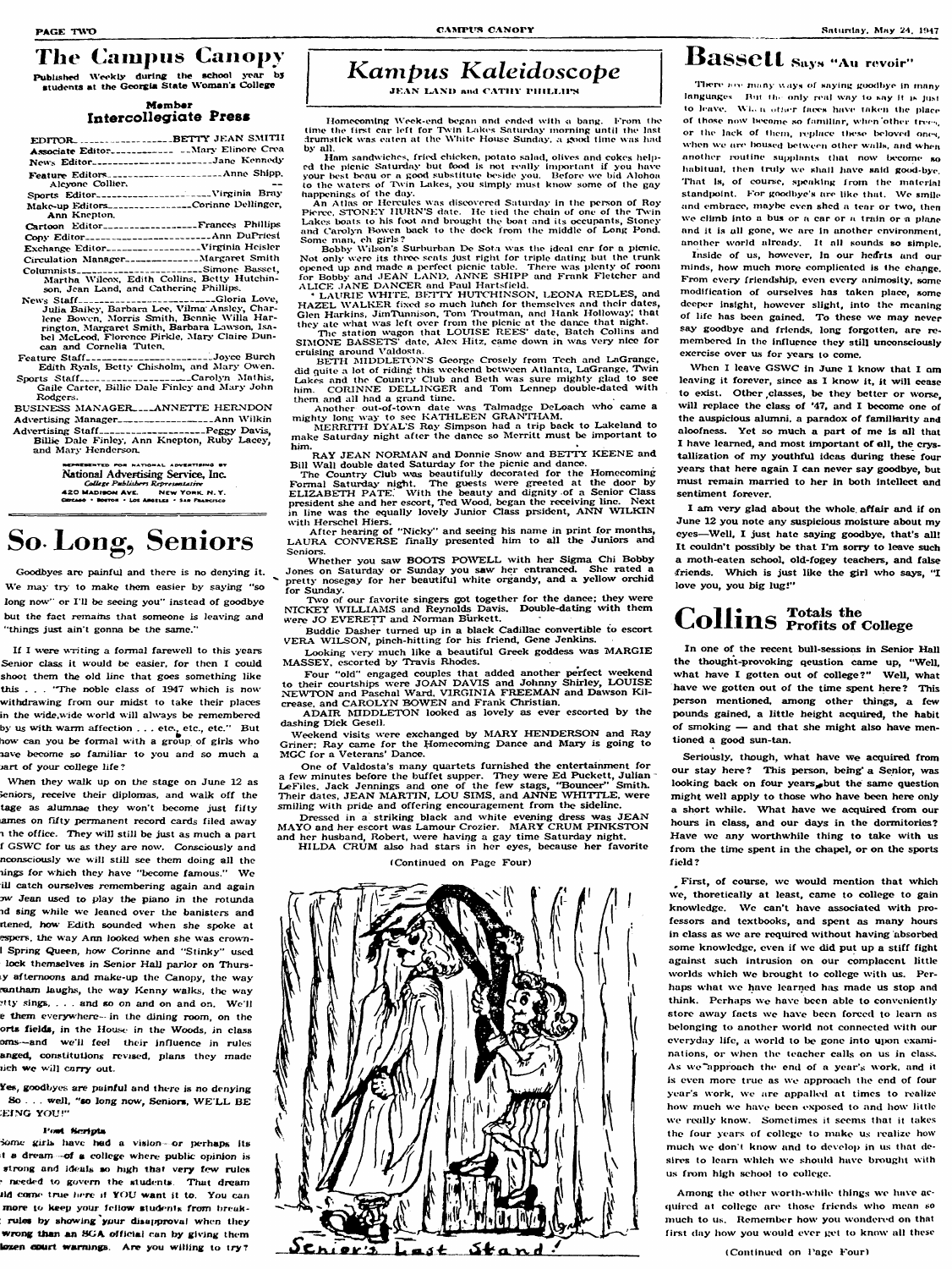# The Campus Canopy

Published Weekly during the school year by students at the Georgia State Woman's College

Member
**Intercollegiate Press**

EDITOR ..... BETTY JEAN SMITH
Associate Editor ..... Mary Elinore Crea
News Editor ..... Jane Kennedy
Feature Editors ..... Anne Shipp, Alcyone Collier.
Sports Editor ..... Virginia Bray
Make-up Editors ..... Corinne Dellinger, Ann Knepton.
Cartoon Editor ..... Frances Phillips
Copy Editor ..... Ann DuPriest
Exchange Editor ..... Virginia Heisler
Circulation Manager ..... Margaret Smith
Columnists ..... Simone Basset, Martha Wilcox, Edith Collins, Betty Hutchinson, Jean Land, and Catherine Phillips.
News Staff ..... Gloria Love, Julia Bailey, Barbara Lee, Vilma Ansley, Charlene Bowen, Morris Smith, Bennie Willa Harrington, Margaret Smith, Barbara Lawson, Isabel McLeod, Florence Pirkle, Mary Claire Duncan and Cornelia Tuten.
Feature Staff ..... Joyce Burch, Edith Ryals, Betty Chisholm, and Mary Owen.
Sports Staff ..... Carolyn Mathis, Gaile Carter, Billie Dale Finley and Mary John Rodgers.
BUSINESS MANAGER ..... ANNETTE HERNDON
Advertising Manager ..... Ann Wilkin
Advertising Staff ..... Peggy Davis, Billie Dale Finley, Ann Knepton, Ruby Lacey, and Mary Henderson.

REPRESENTED FOR NATIONAL ADVERTISING BY
**National Advertising Service, Inc.**
College Publishers Representative
420 MADISON AVE. NEW YORK, N. Y.
CHICAGO • BOSTON • LOS ANGELES • SAN FRANCISCO

# So Long, Seniors

Goodbyes are painful and there is no denying it. We may try to make them easier by saying "so long now" or I'll be seeing you" instead of goodbye but the fact remains that someone is leaving and "things just ain't gonna be the same."

If I were writing a formal farewell to this years Senior class it would be easier, for then I could shoot them the old line that goes something like this . . . "The noble class of 1947 which is now withdrawing from our midst to take their places in the wide,wide world will always be remembered by us with warm affection . . . etc., etc., etc." But how can you be formal with a group of girls who have become so familiar to you and so much a part of your college life?

When they walk up on the stage on June 12 as Seniors, receive their diplomas, and walk off the stage as alumnae they won't become just fifty names on fifty permanent record cards filed away in the office. They will still be just as much a part of GSWC for us as they are now. Consciously and unconsciously we will still see them doing all the things for which they have "become famous." We will catch ourselves remembering again and again how Jean used to play the piano in the rotunda and sing while we leaned over the banisters and listened, how Edith sounded when she spoke at vespers, the way Ann looked when she was crowned Spring Queen, how Corinne and "Stinky" used to lock themselves in Senior Hall parlor on Thursday afternoons and make-up the Canopy, the way Grantham laughs, the way Kenny walks, the way Betty sings, . . . and so on and on and on. We'll see them everywhere—in the dining room, on the sports fields, in the House in the Woods, in class rooms—and we'll feel their influence in rules changed, constitutions revised, plans they made which we will carry out.

Yes, goodbyes are painful and there is no denying it. So . . . well, "so long now, Seniors, WE'LL BE SEEING YOU!"

**Post Scripts**

Some girls have had a vision—or perhaps its just a dream—of a college where public opinion is so strong and ideals so high that very few rules are needed to govern the students. That dream could come true here if YOU want it to. You can do more to keep your fellow students from breaking rules by showing your disapproval when they do wrong than an SGA official can by giving them a dozen court warnings. Are you willing to try?

# *Kampus Kaleidoscope*

JEAN LAND and CATHY PHILLIPS

Homecoming Week-end began and ended with a bang. From the time the first car left for Twin Lakes Saturday morning until the last drumstick was eaten at the White House Sunday, a good time was had by all.

Ham sandwiches, fried chicken, potato salad, olives and cokes helped the picnic Saturday but food is not really important if you have your best beau or a good substitute beside you. Before we bid Aloha to the waters of Twin Lakes, you simply must know some of the gay happenings of the day.

An Atlas or Hercules was discovered Saturday in the person of Roy Pierce, STONEY HURN'S date. He tied the chain of one of the Twin Lakes boats to his foot and brought the boat and its occupants, Stoney and Carolyn Bowen back to the dock from the middle of Long Pond. Some man, eh girls?

Bobby Wilson's Surburban De Sota was the ideal car for a picnic. Not only were its three seats just right for triple dating but the trunk opened up and made a perfect picnic table. There was plenty of room for Bobby and JEAN LAND, ANNE SHIPP and Frank Fletcher and ALICE JANE DANCER and Paul Hartsfield.

LAURIE WHITE, BETTY HUTCHINSON, LEONA REDLES, and HAZEL WALKER fixed so much lunch for themselves and their dates, Glen Harkins, JimTunnison, Tom Troutman, and Hank Holloway; that they ate what was left over from the picnic at the dance that night.

The station wagon that LOUISE REES' date, Batch Collins and SIMONE BASSETS' date, Alex Hitz, came down in was very nice for cruising around Valdosta.

BETH MIDDLETON'S George Crosely from Tech and LaGrange, did quite a lot of riding this weekend between Atlanta, LaGrange, Twin Lakes and the Country Club and Beth was sure mighty glad to see him. CORINNE DELLINGER and Tom Lennep double-dated with them and all had a grand time.

Another out-of-town date was Talmadge DeLoach who came a mighty long way to see KATHLEEN GRANTHAM.

MERRITH DYAL'S Ray Simpson had a trip back to Lakeland to make Saturday night after the dance so Merritt must be important to him.

RAY JEAN NORMAN and Donnie Snow and BETTY KEENE and Bill Wall double dated Saturday for the picnic and dance.

The Country Club was beautifully decorated for the Homecoming Formal Saturday night. The guests were greeted at the door by ELIZABETH PATE. With the beauty and dignity of a Senior Class president she and her escort, Ted Wood, began the receiving line. Next in line was the equally lovely Junior Class prsident, ANN WILKIN with Herschel Hiers.

After hearing of "Nicky" and seeing his name in print for months, LAURA CONVERSE finally presented him to all the Juniors and Seniors.

Whether you saw BOOTS POWELL with her Sigma Chi Bobby Jones on Saturday or Sunday you saw her entranced. She rated a pretty nosegay for her beautiful white organdy, and a yellow orchid for Sunday.

Two of our favorite singers got together for the dance; they were NICKEY WILLIAMS and Reynolds Davis. Double-dating with them were JO EVERETT and Norman Burkett.

Buddie Dasher turned up in a black Cadillac convertible to escort VERA WILSON, pinch-hitting for his friend, Gene Jenkins.

Looking very much like a beautiful Greek goddess was MARGIE MASSEY, escorted by Travis Rhodes.

Four "old" engaged couples that added another perfect weekend to their courtships were JOAN DAVIS and Johnny Shirley, LOUISE NEWTON and Paschal Ward, VIRGINIA FREEMAN and Dawson Kilcrease, and CAROLYN BOWEN and Frank Christian.

ADAIR MIDDLETON looked as lovely as ever escorted by the dashing Dick Gesell.

Weekend visits were exchanged by MARY HENDERSON and Ray Griner; Ray came for the Homecoming Dance and Mary is going to MGC for a Veterans' Dance.

One of Valdosta's many quartets furnished the entertainment for a few minutes before the buffet supper. They were Ed Puckett, Julian LeFiles, Jack Jennings and one of the few stags, "Bouncer" Smith. Their dates, JEAN MARTIN, LOU SIMS, and ANNE WHITTLE, were smiling with pride and offering encouragement from the sideline.

Dressed in a striking black and white evening dress was JEAN MAYO and her escort was Lamour Crozier. MARY CRUM PINKSTON and her husband, Robert, were having a gay time Saturday night.

HILDA CRUM also had stars in her eyes, because her favorite

(Continued on Page Four)

Senior's Last Stand!

# Bassett Says "Au revoir"

There are many ways of saying goodbye in many languages. But the only real way to say it is just to leave. When other faces have taken the place of those now become so familiar, when other trees, or the lack of them, replace these beloved ones, when we are housed between other walls, and when another routine supplants that now become so habitual, then truly we shall have said good-bye. That is, of course, speaking from the material standpoint. For goodbye's are like that. We smile and embrace, maybe even shed a tear or two, then we climb into a bus or a car or a train or a plane and it is all gone, we are in another environment, another world already. It all sounds so simple.

Inside of us, however, in our hearts and our minds, how much more complicated is the change. From every friendship, even every animosity, some modification of ourselves has taken place, some deeper insight, however slight, into the meaning of life has been gained. To these we may never say goodbye and friends, long forgotten, are remembered in the influence they still unconsciously exercise over us for years to come.

When I leave GSWC in June I know that I am leaving it forever, since as I know it, it will cease to exist. Other classes, be they better or worse, will replace the class of '47, and I become one of the auspicious alumni, a paradox of familiarity and aloofness. Yet so much a part of me is all that I have learned, and most important of all, the crystallization of my youthful ideas during these four years that here again I can never say goodbye, but must remain married to her in both intellect and sentiment forever.

I am very glad about the whole affair and if on June 12 you note any suspicious moisture about my eyes—Well, I just hate saying goodbye, that's all! It couldn't possibly be that I'm sorry to leave such a moth-eaten school, old-fogey teachers, and false friends. Which is just like the girl who says, "I love you, you big lug!"

# Collins Totals the Profits of College

In one of the recent bull-sessions in Senior Hall the thought-provoking qeustion came up, "Well, what have I gotten out of college?" Well, what have we gotten out of the time spent here? This person mentioned, among other things, a few pounds gained, a little height acquired, the habit of smoking — and that she might also have mentioned a good sun-tan.

Seriously, though, what have we acquired from our stay here? This person, being a Senior, was looking back on four years, but the same question might well apply to those who have been here only a short while. What have we acquired from our hours in class, and our days in the dormitories? Have we any worthwhile thing to take with us from the time spent in the chapel, or on the sports field?

First, of course, we would mention that which we, thoretically at least, came to college to gain knowledge. We can't have associated with professors and textbooks, and spent as many hours in class as we are required without having absorbed some knowledge, even if we did put up a stiff fight against such intrusion on our complacent little worlds which we brought to college with us. Perhaps what we have learned has made us stop and think. Perhaps we have been able to conveniently store away facts we have been forced to learn as belonging to another world not connected with our everyday life, a world to be gone into upon examinations, or when the teacher calls on us in class. As we approach the end of a year's work, and it is even more true as we approach the end of four year's work, we are appalled at times to realize how much we have been exposed to and how little we really know. Sometimes it seems that it takes the four years of college to make us realize how much we don't know and to develop in us that desires to learn which we should have brought with us from high school to college.

Among the other worth-while things we have acquired at college are those friends who mean so much to us. Remember how you wondered on that first day how you would ever get to know all these

(Continued on Page Four)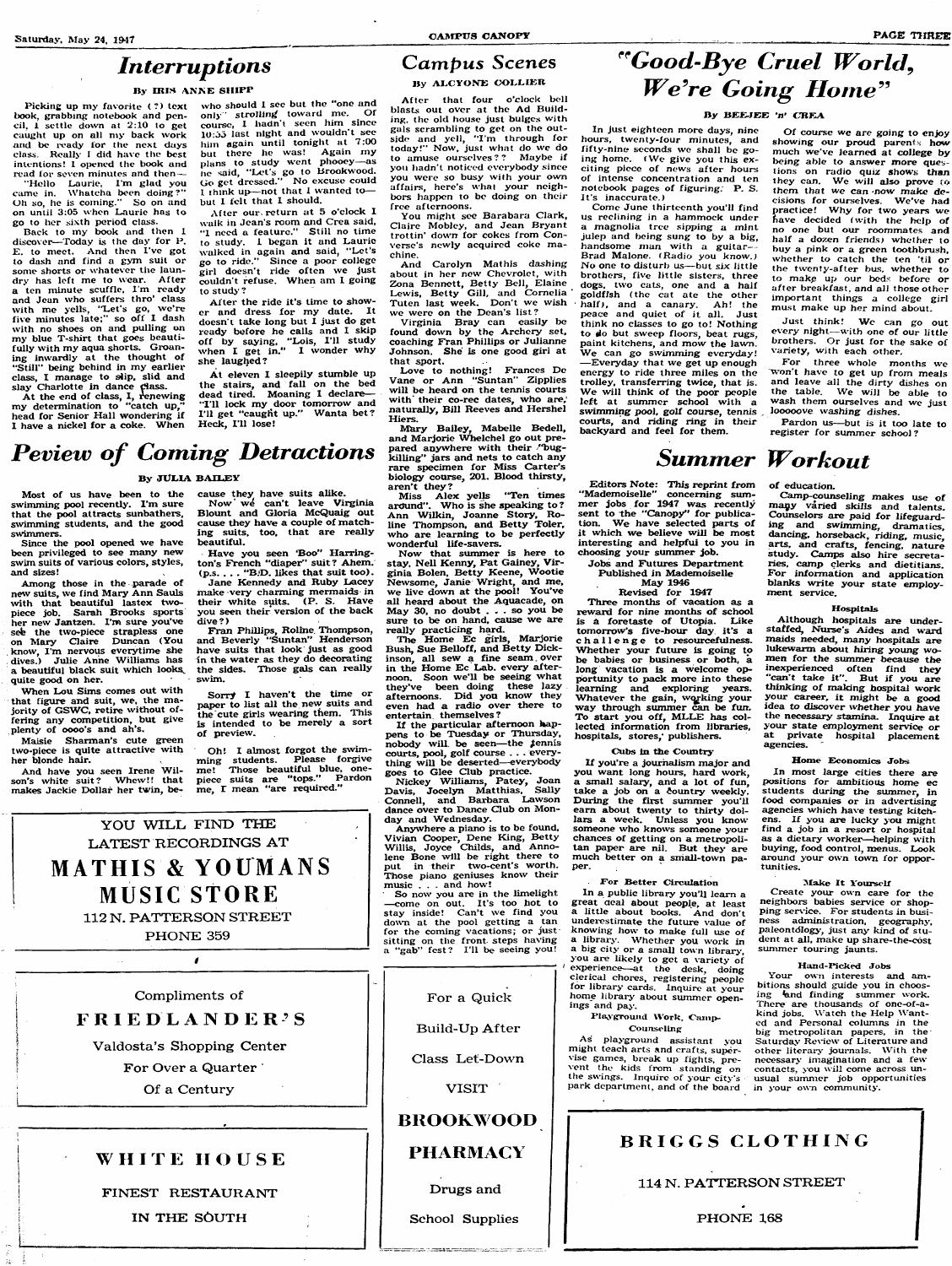# Interruptions

By IRIS ANNE SHIPP

Picking up my favorite (?) text book, grabbing notebook and pencil, I settle down at 2:10 to get caught up on all my back work and be ready for the next days class. Really I did have the best intentions! I opened the book and read for seven minutes and then—

"Hello Laurie, I'm glad you came in. Whatcha been doing?" Oh so, he is coming." So on and on until 3:05 when Laurie has to go to her sixth period class.

Back to my book and then I discover—Today is the day for P. E. to meet. And then I've got to dash and find a gym suit or some shorts or whatever the laundry has left me to wear. After a ten minute scuffle, I'm ready and Jean who suffers thro' class with me yells, "Let's go, we're five minutes late;" so off I dash with no shoes on and pulling on my blue T-shirt that goes beautifully with my aqua shorts. Groaning inwardly at the thought of "Still" being behind in my earlier class, I manage to slip, slid and slay Charlotte in dance class.

At the end of class, I, renewing my determination to "catch up," head for Senior Hall wondering if I have a nickel for a coke. When who should I see but the "one and only" strolling toward me. Of course, I hadn't seen him since 10:55 last night and wouldn't see him again until tonight at 7:00 but there he was! Again my plans to study went phooey—as he said, "Let's go to Brookwood. Go get dressed." No excuse could I think up—not that I wanted to—but I felt that I should.

After our return at 5 o'clock I walk in Jean's room and Crea said, "I need a feature." Still no time to study. I began it and Laurie walked in again and said, "Let's go to ride." Since a poor college girl doesn't ride often we just couldn't refuse. When am I going to study?

After the ride it's time to shower and dress for my date. It doesn't take long but I just do get ready before he calls and I skip off by saying, "Lois, I'll study when I get in." I wonder why she laughed?

At eleven I sleepily stumble up the stairs, and fall on the bed dead tired. Moaning I declare—"I'll lock my door tomorrow and I'll get "caught up." Wanta bet? Heck, I'll lose!

# Peview of Coming Detractions

By JULIA BAILEY

Most of us have been to the swimming pool recently. I'm sure that the pool attracts sunbathers, swimming students, and the good swimmers.

Since the pool opened we have been privileged to see many new swim suits of various colors, styles, and sizes!

Among those in the parade of new suits, we find Mary Ann Sauls with that beautiful lastex two-piece job. Sarah Brooks sports her new Jantzen. I'm sure you've see the two-piece strapless one on Mary Claire Duncan (You know, I'm nervous everytime she dives.) Julie Anne Williams has a beautiful black suit which looks quite good on her.

When Lou Sims comes out with that figure and suit, we, the majority of GSWC, retire without offering any competition, but give plenty of oooo's and ah's.

Maisie Sharman's cute green two-piece is quite attractive with her blonde hair.

And have you seen Irene Wilson's white suit? Whew!! that makes Jackie Dollar her twin, because they have suits alike.

Now we can't leave Virginia Blount and Gloria McQuaig out cause they have a couple of matching suits, too, that are really beautiful.

Have you seen 'Boo" Harrington's French "diaper" suit? Ahem. (p.s. . . . "B:D. likes that suit too).

Jane Kennedy and Ruby Lacey make very charming mermaids in their white suits. (P. S. Have you seen their version of the back dive?)

Fran Phillips, Rolline Thompson, and Beverly "Suntan" Henderson have suits that look just as good in the water as they do decorating the sides. Those gals can really swim.

Sorry I haven't the time or paper to list all the new suits and the cute girls wearing them. This is intended to be merely a sort of preview.

Oh! I almost forgot the swimming students. Please forgive me! Those beautiful blue, one-piece suits are "tops." Pardon me, I mean "are required."

# Campus Scenes

By ALCYONE COLLIER

After that four o'clock bell blasts out over at the Ad Building, the old house just bulges with gals scrambling to get on the outside and yell, "I'm through for today!" Now, just what do we do to amuse ourselves?? Maybe if you hadn't noticed everybody since you were so busy with your own affairs, here's what your neighbors happen to be doing on their free afternoons.

You might see Barabara Clark, Claire Mobley, and Jean Bryant trottin' down for cokes from Converse's newly acquired coke machine.

And Carolyn Mathis dashing about in her new Chevrolet, with Zona Bennett, Betty Bell, Elaine Lewis, Betty Gill, and Cornelia Tuten last week. Don't we wish we were on the Dean's list?

Virginia Bray can easily be found down by the Archery set, coaching Fran Phillips or Julianne Johnson. She is one good girl at that sport.

Love to nothing! Frances De Vane or Ann "Suntan" Zipplies will be heard on the tennis courts with their co-rec dates, who are, naturally, Bill Reeves and Hershel Hiers.

Mary Bailey, Mabelle Bedell, and Marjorie Whelchel go out prepared anywhere with their "bug-killing" jars and nets to catch any rare specimen for Miss Carter's biology course, 201. Blood thirsty, aren't they?

Miss Alex yells "Ten times around". Who is she speaking to? Ann Wilkin, Joanne Story, Roline Thompson, and Betty Toler, who are learning to be perfectly wonderful life-savers.

Now that summer is here to stay, Nell Kenny, Pat Gainey, Virginia Bolen, Betty Keene, Wootie Newsome, Janie Wright, and me, we live down at the pool! You've all heard about the Aquacade, on May 30, no doubt . . . so you be sure to be on hand, cause we are really practicing hard.

The Home Ec girls, Marjorie Bush, Sue Belloff, and Betty Dickinson, all sew a fine seam over in the Home Ec Lab. every afternoon. Soon we'll be seeing what they've been doing these lazy afternoons. Did you know they even had a radio over there to entertain themselves?

If the particular afternoon happens to be Tuesday or Thursday, nobody will be seen—the tennis courts, pool, golf course . . . everything will be deserted—everybody goes to Glee Club practice.

Nickey Williams, Patey, Joan Davis, Jocelyn Matthias, Sally Connell, and Barbara Lawson dance over to Dance Club on Monday and Wednesday.

Anywhere a piano is to be found, Vivian Cooper, Dene King, Betty Willis, Joyce Childs, and Annolene Bone will be right there to put in their two-cent's worth. Those piano geniuses know their music . . . and how!

So now you are in the limelight—come on out. It's too hot to stay inside! Can't we find you down at the pool getting a tan for the coming vacations; or just sitting on the front steps having a "gab" fest? I'll be seeing you!

# "Good-Bye Cruel World, We're Going Home"

By BEEJEE 'n' CREA

In just eighteen more days, nine hours, twenty-four minutes, and fifty-nine seconds we shall be going home. (We give you this exciting piece of news after hours of intense concentration and ten notebook pages of figuring: P. S. It's inaccurate.)

Come June thirteenth you'll find us reclining in a hammock under a magnolia tree sipping a mint julep and being sung to by a big, handsome man with a guitar—Brad Malone. (Radio you know.) No one to disturb us—but six little brothers, five little sisters, three dogs, two cats, one and a half goldfish (the cat ate the other half), and a canary. Ah! the peace and quiet of it all. Just think no classes to go to! Nothing to do but sweep floors, beat rugs, paint kitchens, and mow the lawn. We can go swimming everyday! —Everyday that we get up enough energy to ride three miles on the trolley, transferring twice, that is. We will think of the poor people left at summer school with a swimming pool, golf course, tennis courts, and riding ring in their backyard and feel for them.

Of course we are going to enjoy showing our proud parents how much we've learned at college by being able to answer more questions on radio quiz shows than they can. We will also prove to them that we can now make decisions for ourselves. We've had practice! Why for two years we have decided (with the help of no one but our roommates and half a dozen friends) whether to buy a pink or a green toothbrush, whether to catch the ten 'til or the twenty-after bus, whether to to make up our beds before or after breakfast, and all those other important things a college girl must make up her mind about.

Just think! We can go out every night—with one of our little brothers. Or just for the sake of variety, with each other.

For three whole months we won't have to get up from meals and leave all the dirty dishes on the table. We will be able to wash them ourselves and we just looooove washing dishes.

Pardon us—but is it too late to register for summer school?

# Summer Workout

Editors Note: This reprint from "Mademoiselle" concerning summer jobs for 1947 was recently sent to the "Canopy" for publication. We have selected parts of it which we believe will be most interesting and helpful to you in choosing your summer job.

Jobs and Futures Department
Published in Mademoiselle
May 1946
Revised for 1947

Three months of vacation as a reward for nine months of school is a foretaste of Utopia. Like tomorrow's five-hour day it's a challenge to resourcefulness. Whether your future is going to be babies or business or both, a long vacation is a welcome opportunity to pack more into these learning and exploring years. Whatever the gain, working your way through summer can be fun. To start you off, MLLE has collected information from libraries, hospitals, stores, publishers.

### Cubs in the Country

If you're a journalism major and you want long hours, hard work, a small salary, and a lot of fun, take a job on a country weekly. During the first summer you'll earn about twenty to thirty dollars a week. Unless you know someone who knows someone your chances of getting on a metropolitan paper are nil. But they are much better on a small-town paper.

### For Better Circulation

In a public library you'll learn a great deal about people, at least a little about books. And don't underestimate the future value of knowing how to make full use of a library. Whether you work in a big city or a small town library, you are likely to get a variety of experience—at the desk, doing clerical chores, registering people for library cards. Inquire at your home library about summer openings and pay.

### Playground Work, Camp-Counseling

As playground assistant you might teach arts and crafts, supervise games, break up fights, prevent the kids from standing on the swings. Inquire of your city's park department, and of the board of education.

Camp-counseling makes use of many varied skills and talents. Counselors are paid for lifeguarding and swimming, dramatics, dancing, horseback, riding, music, arts, and crafts, fencing, nature study. Camps also hire secretaries, camp clerks and dietitians. For information and application blanks write your state employment service.

### Hospitals

Although hospitals are under-staffed, Nurse's Aides and ward maids needed, many hospitals are lukewarm about hiring young women for the summer because the inexperienced often find they "can't take it". But if you are thinking of making hospital work your career, it might be a good idea to discover whether you have the necessary stamina. Inquire at your state employment service or at private hospital placement agencies.

### Home Economics Jobs

In most large cities there are positions for ambitious home ec students during the summer, in food companies or in advertising agencies which have testing kitchens. If you are lucky you might find a job in a resort or hospital as a dietary worker—helping with buying, food control, menus. Look around your own town for opportunities.

### Make It Yourself

Create your own care for the neighbors babies service or shopping service. For students in business administration, geography, paleontology, just any kind of student at all, make up share-the-cost summer touring jaunts.

### Hand-Picked Jobs

Your own interests and ambitions should guide you in choosing and finding summer work. There are thousands of one-of-a-kind jobs. Watch the Help Wanted and Personal columns in the big metropolitan papers, in the Saturday Review of Literature and other literary journals. With the necessary imagination and a few contacts, you will come across unusual summer job opportunities in your own community.

---

YOU WILL FIND THE
LATEST RECORDINGS AT

**MATHIS & YOUMANS MUSIC STORE**

112 N. PATTERSON STREET
PHONE 359

---

Compliments of

**FRIEDLANDER'S**

Valdosta's Shopping Center
For Over a Quarter
Of a Century

---

**WHITE HOUSE**

FINEST RESTAURANT
IN THE SOUTH

---

For a Quick
Build-Up After
Class Let-Down

VISIT

**BROOKWOOD PHARMACY**

Drugs and
School Supplies

---

**BRIGGS CLOTHING**

114 N. PATTERSON STREET

PHONE 168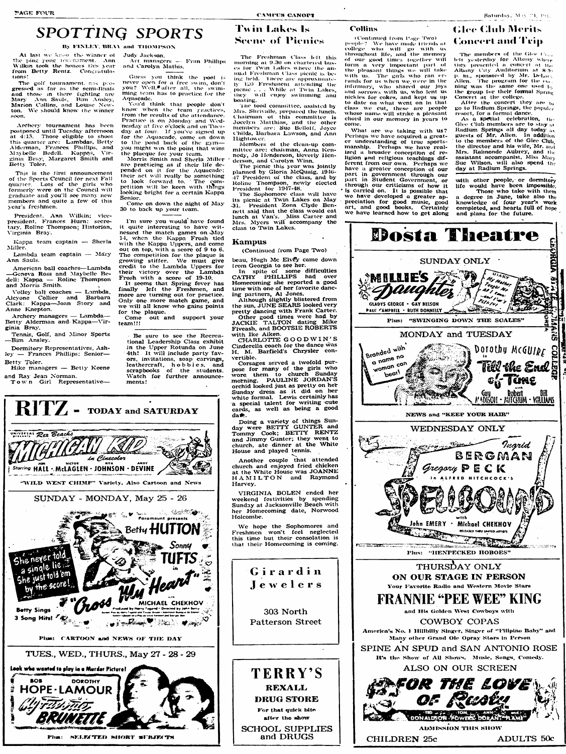# SPOTTING SPORTS

By FINLEY, BRAY and THOMPSON

At last we know the winner of the ping pong tournament. Ann Wilkin took the honors this year from Betty Rentz. Congratulations!

The golf tournament has progressed as far as the semi-finals and those in there fighting are Mary Ann Sauls, Bim Ansley, Marion Collins, and Louise Newton. We should know the winner soon.

Archery tournament has been postponed until Tuesday afternoon at 4:15. Those eligible to shoot this quarter are: Lambdas, Betty Alderman, Frances Phillips, and Maybelle Bedell. Kappas, Virginia Bray, Margaret Smith and Betty Toler.

This is the first announcement of the Sports Council for next Fall quarter. Lots of the girls who formerly were on the Council will graduate and you'll see many new members and quite a few of this year's freshmen.

President, Ann Wilkin; vice-president, Frances Hurn; secretary, Roline Thompson; Historian, Virginia Bray.

Kappa team captain — Sherla Miller.

Lambda team captain — Mary Ann Sauls.

American ball coaches—Lambda—Geneva Ross and Maybelle Bedell; Kappa — Roline Thompson and Morris Smith.

Volley ball coaches — Lambda, Alcyone Collier and Barbara Clark; Kappa—Joan Story and Anne Knepton.

Archery managers — Lambda—Betty Alderman and Kappa—Virginia Bray.

Tennis, Golf, and Minor Sports—Bim Ansley.

Dormitory Representatives, Ashley — Frances Phillips; Senior—Betty Toler.

Hike managers — Betty Keene and Ray Jean Norman.

Town Girl Representative—Judy Jackson.

Art managers — Fran Phillips and Carolyn Mathis.

Guess you think the pool is never open for a free swim, don't you? Well, after all, the swimming team has to practice for the Aquacade.

You'd think that people don't know when the team practices, from the results of the attendance. Practice is on Monday and Wednesday at five o'clock and on Tuesday at four. If you've signed up for the Aquacade, come on down to the pond back of the gym—you might win the point that wins the plaque for your team.

Morris Smith and Sherla Miller are practicing as if their life depended on it for the Aquacade; their act will really be something to look forward to. The competition will be keen with things looking bright for a certain Kappa Senior.

Come on down the night of May 30 to back up your team.

---

I'm sure you would have found it quite interesting to have witnessed the match games on May 14, when the Kappa Frosh tied with the Kappa Uppers, and come out on top, with a score of 9 to 6. The competition for the plaque is growing stiffer. We must give credit to the Lambda Uppers for their victory over the Lambda Frosh with a score of 19-10.

It seems that Spring fever has finally left the Freshmen, and more are turning out for practice. Only one more match game, and we will all know who gains points for the plaque.

Come out and support your team!!!

---

Be sure to see the Recreational Leadership Class exhibit in the Upper Rotunda on June 4th! It will include party favors, invitations, soap carvings, leathercraft, hobbies, and scrapbooks of the students. Watch for further announcements!

# Twin Lakes Is Scene of Picnics

The Freshman Class left this morning at 9:30 on chartered busses for Twin Lakes where the annual Freshman Class picnic is being held. There are approximately 120 Freshmen attending the picnic . . . While at Twin Lakes, they will enjoy swimming and boating.

The food committee, assisted by Mrs. Shrivalle, prepared the lunch. Chairman of this committee is Jocelyn Matthias, and the other members are: Sue Belloff, Joyce Childs, Barbara Lawson, and Ann Hightower.

Members of the clean-up committee are: chairman, Anna Kennedy, Jo Henderson, Beverly Henderson, and Carolyn Winn.

The picnic this year was jointly planned by Gloria McQuaig, 1946-47 President of the class, and by Roline Thompson, newly elected President for 1947-48.

The Sophomore class will have its picnic at Twin Lakes on May 31. President Zona Clyde Bennett said that the class would eat lunch at Van's. Miss Carter and Mrs. Myers will accompany the class to Twin Lakes.

## Kampus

(Continued from Page Two)

beau, Hugh Mc Elvey came down from Georgia to see her.

In spite of some difficulties CATHY PHILLIPS had over Homecoming she reported a good time with one of her favorite dancing partners, Al Jones.

Although slightly blistered from the sun, JUNE SEARS looked very pretty dancing with Frank Carter.

Other good times were had by JACKIE TALTON dating Mike Fiveash, and BOOTSIE ROBERTS with Ike Aiken.

CHARLOTTE GOODWIN'S Cinderella coach for the dance was H. M. Barfield's Chrysler convertible.

Corsages served a twofold purpose for many of the girls who wore them to church Sunday morning. PAULINE JORDAN'S orchid looked just as pretty on her Sunday dress as it did on her white formal. Lewis certainly has a special talent for writing cute cards, as well as being a good date.

Doing a variety of things Sunday were BETTY GUNTER and Tommy Cook; BETTY RENTZ and Jimmy Gunter; they went to church, ate dinner at the White House and played tennis.

Another couple that attended church and enjoyed fried chicken at the White House was JOANNE HAMILTON and Raymond Harvey.

VIRGINIA BOLEN ended her weekend festivities by spending Sunday at Jacksonville Beach with her Homecoming date, Norwood Holcombe.

We hope the Sophomores and Freshmen won't feel neglected this time but their consolation is that their Homecoming is coming.

## Collins

(Continued from Page Two)

people? We have made friends at college who will go with us throughout life, and the memory of our good times together will form a very important part of the pleasant things we will take with us. The girls who ran errands for us when we were in the infirmary, who shared our joys and sorrows with us, who lent us nickles for cokes, and kept us up to date on what went on in that class we cut, these are people whose name will strike a pleasant chord in our memory in years to come.

What are we taking with us? Perhaps we have acquired a greater understanding of true sportsmanship. Perhaps we have realized a broader conception of religion and religious teachings different from our own. Perhaps we have a greater conception of our part in government through our part in Student Government, or through our criticisms of how it is carried on. It is possible that we have developed a greater appreciation for good music, good art, and good books. Certainly we have learned how to get along with other people, or dormitory life would have been impossible.

Those who take with them a degree in June, take also the knowledge of our year's work completed, and hearts full of hope and plans for the future.

# Glee Club Merits Concert and Trip

The members of the Glee Club left yesterday for Albany where they presented a concert at the Albany City Auditorium at 8:30 p. m., sponsored by Mr. DeLacy Allen. The program for the evening was the same one used by the group for their formal Spring Concert at the college.

After the concert they are to go to Radium Springs, the popular resort, for a formal dance.

As a special celebration, the Glee Club members are to stay at Radium Springs all day today as guests of Mr. Allen. In addition to the members of the Glee Club, the director and his wife, Mr. and Mrs. Raimonde Aubrey, and the assistant accompanist, Miss Mary Sue Wilson, will also spend the day at Radium Springs.

---

# RITZ - TODAY and SATURDAY

Universal Rex Beach's MICHIGAN KID in Cinecolor

Starring Jon HALL · Victor McLAGLEN · Rita JOHNSON · Andy DEVINE

"WILD WEST CHIMP" Variety, Also Cartoon and News

SUNDAY - MONDAY, May 25 - 26

Paramount presents Betty HUTTON · Sonny TUFTS in "Cross My Heart" with MICHAEL CHEKHOV

She never told a single lie... She just told 'em by the score!

Betty Sings 3 Song Hits!

Plus: CARTOON and NEWS OF THE DAY

TUES., WED., THURS., May 27 - 28 - 29

Look who wanted to play in a Murder Picture!

BOB HOPE · DOROTHY LAMOUR

My Favorite BRUNETTE

Plus: SELECTED SHORT SUBJECTS

---

Girardin Jewelers

303 North Patterson Street

---

TERRY'S REXALL DRUG STORE

For that quick bite after the show

SCHOOL SUPPLIES and DRUGS

---

# Dosta Theatre

SUNDAY ONLY

MILLIE'S Daughter

GLADYS GEORGE · GAY NELSON · PAUL CAMPBELL · RUTH DONNELLY

Plus: "SWINGING DOWN THE SCALES"

MONDAY and TUESDAY

Branded with a name no woman can bear!

Dorothy McGUIRE in Till the End of Time with Guy MADISON · Robert MITCHUM · Bill WILLIAMS

NEWS and "KEEP YOUR HAIR"

WEDNESDAY ONLY

Ingrid BERGMAN · Gregory PECK in ALFRED HITCHCOCK'S SPELLBOUND with John EMERY · Michael CHEKHOV

Plus: "HENPECKED HOBOES"

THURSDAY ONLY

ON OUR STAGE IN PERSON

Your Favorite Radio and Western Movie Stars

FRANNIE "PEE WEE" KING

and His Golden West Cowboys with

COWBOY COPAS

America's No. 1 Hillbilly Singer, Singer of "Filipino Baby" and Many other Grand Ole Opray Stars in Person

SPINE AN SPUD and SAN ANTONIO ROSE

It's the Show of All Shows. Music, Songs, Comedy.

ALSO ON OUR SCREEN

FOR THE LOVE OF Rusty

ADMISSION THIS SHOW

CHILDREN 25c — ADULTS 50c